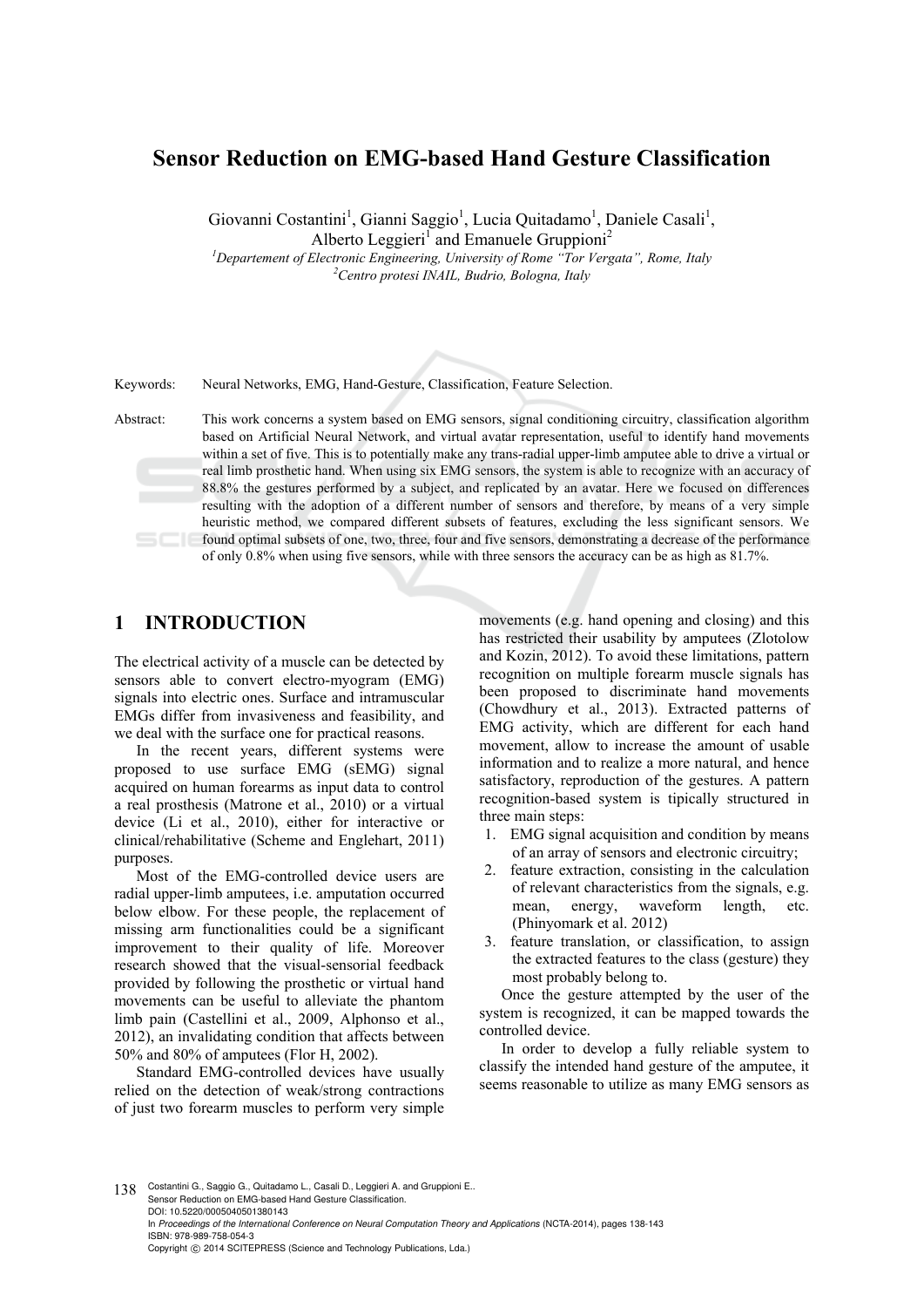# Sensor Reduction on EMG-based Hand Gesture Classification

Giovanni Costantini[1], Gianni Saggio[1], Lucia Quitadamo[1], Daniele Casali[1], Alberto Leggieri[1] and Emanuele Gruppioni[2]

[1]*Departement of Electronic Engineering, University of Rome "Tor Vergata", Rome, Italy*
[2]*Centro protesi INAIL, Budrio, Bologna, Italy*

Keywords: Neural Networks, EMG, Hand-Gesture, Classification, Feature Selection.

Abstract: This work concerns a system based on EMG sensors, signal conditioning circuitry, classification algorithm based on Artificial Neural Network, and virtual avatar representation, useful to identify hand movements within a set of five. This is to potentially make any trans-radial upper-limb amputee able to drive a virtual or real limb prosthetic hand. When using six EMG sensors, the system is able to recognize with an accuracy of 88.8% the gestures performed by a subject, and replicated by an avatar. Here we focused on differences resulting with the adoption of a different number of sensors and therefore, by means of a very simple heuristic method, we compared different subsets of features, excluding the less significant sensors. We found optimal subsets of one, two, three, four and five sensors, demonstrating a decrease of the performance of only 0.8% when using five sensors, while with three sensors the accuracy can be as high as 81.7%.

## 1 INTRODUCTION

The electrical activity of a muscle can be detected by sensors able to convert electro-myogram (EMG) signals into electric ones. Surface and intramuscular EMGs differ from invasiveness and feasibility, and we deal with the surface one for practical reasons.

In the recent years, different systems were proposed to use surface EMG (sEMG) signal acquired on human forearms as input data to control a real prosthesis (Matrone et al., 2010) or a virtual device (Li et al., 2010), either for interactive or clinical/rehabilitative (Scheme and Englehart, 2011) purposes.

Most of the EMG-controlled device users are radial upper-limb amputees, i.e. amputation occurred below elbow. For these people, the replacement of missing arm functionalities could be a significant improvement to their quality of life. Moreover research showed that the visual-sensorial feedback provided by following the prosthetic or virtual hand movements can be useful to alleviate the phantom limb pain (Castellini et al., 2009, Alphonso et al., 2012), an invalidating condition that affects between 50% and 80% of amputees (Flor H, 2002).

Standard EMG-controlled devices have usually relied on the detection of weak/strong contractions of just two forearm muscles to perform very simple movements (e.g. hand opening and closing) and this has restricted their usability by amputees (Zlotolow and Kozin, 2012). To avoid these limitations, pattern recognition on multiple forearm muscle signals has been proposed to discriminate hand movements (Chowdhury et al., 2013). Extracted patterns of EMG activity, which are different for each hand movement, allow to increase the amount of usable information and to realize a more natural, and hence satisfactory, reproduction of the gestures. A pattern recognition-based system is tipically structured in three main steps:

1. EMG signal acquisition and condition by means of an array of sensors and electronic circuitry;
2. feature extraction, consisting in the calculation of relevant characteristics from the signals, e.g. mean, energy, waveform length, etc. (Phinyomark et al. 2012)
3. feature translation, or classification, to assign the extracted features to the class (gesture) they most probably belong to.

Once the gesture attempted by the user of the system is recognized, it can be mapped towards the controlled device.

In order to develop a fully reliable system to classify the intended hand gesture of the amputee, it seems reasonable to utilize as many EMG sensors as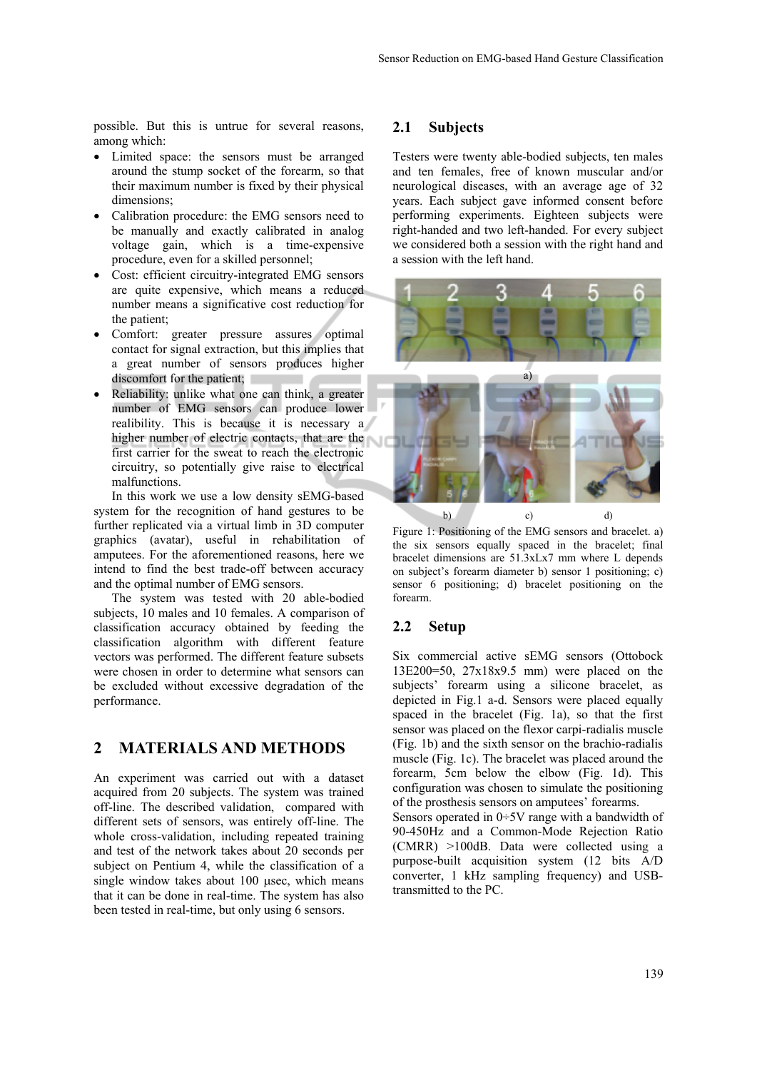possible. But this is untrue for several reasons, among which:

- Limited space: the sensors must be arranged around the stump socket of the forearm, so that their maximum number is fixed by their physical dimensions;
- Calibration procedure: the EMG sensors need to be manually and exactly calibrated in analog voltage gain, which is a time-expensive procedure, even for a skilled personnel;
- Cost: efficient circuitry-integrated EMG sensors are quite expensive, which means a reduced number means a significative cost reduction for the patient;
- Comfort: greater pressure assures optimal contact for signal extraction, but this implies that a great number of sensors produces higher discomfort for the patient;
- Reliability: unlike what one can think, a greater number of EMG sensors can produce lower realibility. This is because it is necessary a higher number of electric contacts, that are the first carrier for the sweat to reach the electronic circuitry, so potentially give raise to electrical malfunctions.

In this work we use a low density sEMG-based system for the recognition of hand gestures to be further replicated via a virtual limb in 3D computer graphics (avatar), useful in rehabilitation of amputees. For the aforementioned reasons, here we intend to find the best trade-off between accuracy and the optimal number of EMG sensors.

The system was tested with 20 able-bodied subjects, 10 males and 10 females. A comparison of classification accuracy obtained by feeding the classification algorithm with different feature vectors was performed. The different feature subsets were chosen in order to determine what sensors can be excluded without excessive degradation of the performance.

## 2 MATERIALS AND METHODS

An experiment was carried out with a dataset acquired from 20 subjects. The system was trained off-line. The described validation, compared with different sets of sensors, was entirely off-line. The whole cross-validation, including repeated training and test of the network takes about 20 seconds per subject on Pentium 4, while the classification of a single window takes about 100 μsec, which means that it can be done in real-time. The system has also been tested in real-time, but only using 6 sensors.

### 2.1 Subjects

Testers were twenty able-bodied subjects, ten males and ten females, free of known muscular and/or neurological diseases, with an average age of 32 years. Each subject gave informed consent before performing experiments. Eighteen subjects were right-handed and two left-handed. For every subject we considered both a session with the right hand and a session with the left hand.

Figure 1: Positioning of the EMG sensors and bracelet. a) the six sensors equally spaced in the bracelet; final bracelet dimensions are 51.3xLx7 mm where L depends on subject's forearm diameter b) sensor 1 positioning; c) sensor 6 positioning; d) bracelet positioning on the forearm.

### 2.2 Setup

Six commercial active sEMG sensors (Ottobock 13E200=50, 27x18x9.5 mm) were placed on the subjects' forearm using a silicone bracelet, as depicted in Fig.1 a-d. Sensors were placed equally spaced in the bracelet (Fig. 1a), so that the first sensor was placed on the flexor carpi-radialis muscle (Fig. 1b) and the sixth sensor on the brachio-radialis muscle (Fig. 1c). The bracelet was placed around the forearm, 5cm below the elbow (Fig. 1d). This configuration was chosen to simulate the positioning of the prosthesis sensors on amputees' forearms.

Sensors operated in 0÷5V range with a bandwidth of 90-450Hz and a Common-Mode Rejection Ratio (CMRR) >100dB. Data were collected using a purpose-built acquisition system (12 bits A/D converter, 1 kHz sampling frequency) and USB-transmitted to the PC.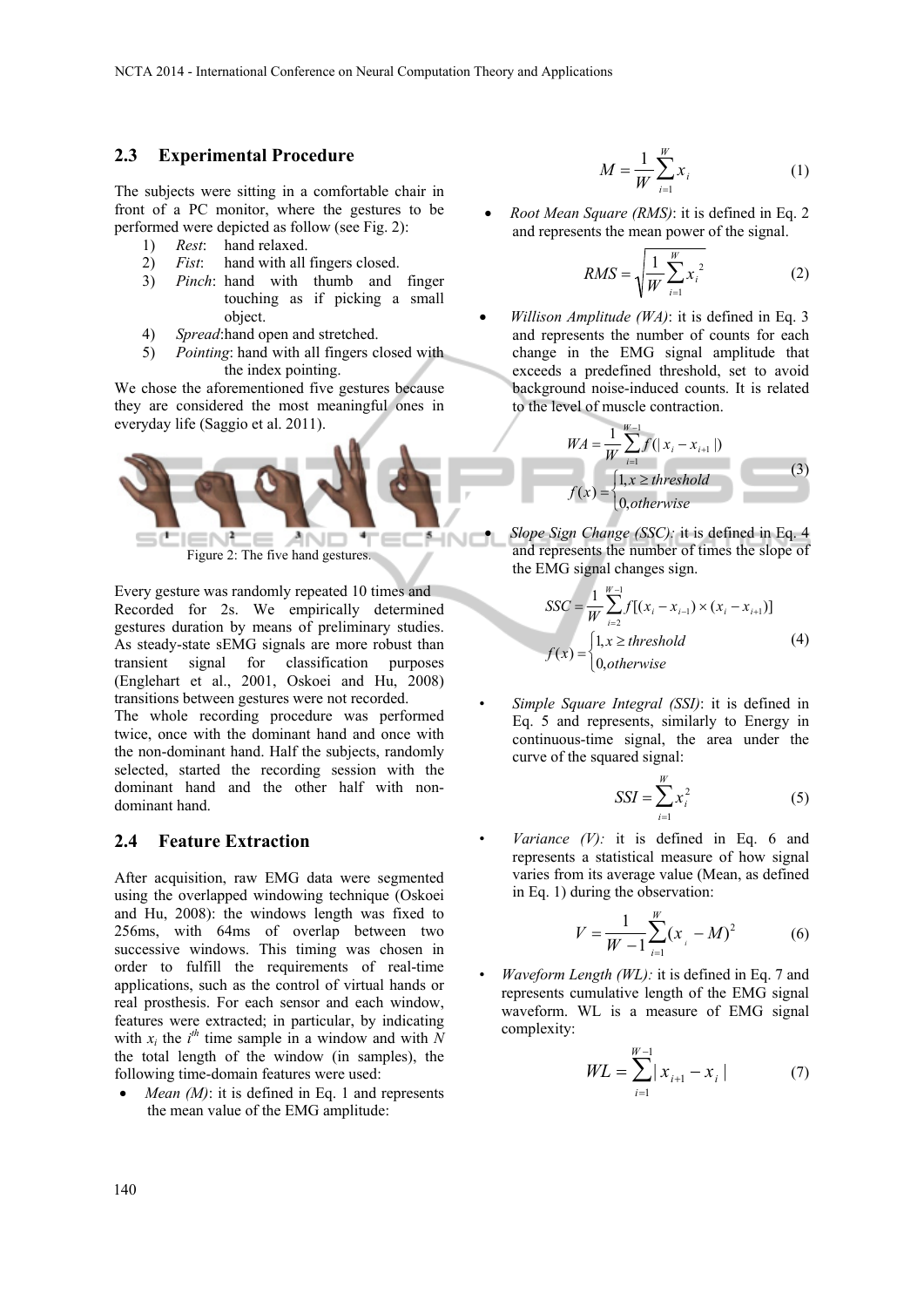## 2.3 Experimental Procedure

The subjects were sitting in a comfortable chair in front of a PC monitor, where the gestures to be performed were depicted as follow (see Fig. 2):

1) *Rest*: hand relaxed.
2) *Fist*: hand with all fingers closed.
3) *Pinch*: hand with thumb and finger touching as if picking a small object.
4) *Spread*: hand open and stretched.
5) *Pointing*: hand with all fingers closed with the index pointing.

We chose the aforementioned five gestures because they are considered the most meaningful ones in everyday life (Saggio et al. 2011).

Figure 2: The five hand gestures.

Every gesture was randomly repeated 10 times and Recorded for 2s. We empirically determined gestures duration by means of preliminary studies. As steady-state sEMG signals are more robust than transient signal for classification purposes (Englehart et al., 2001, Oskoei and Hu, 2008) transitions between gestures were not recorded.

The whole recording procedure was performed twice, once with the dominant hand and once with the non-dominant hand. Half the subjects, randomly selected, started the recording session with the dominant hand and the other half with non-dominant hand.

## 2.4 Feature Extraction

After acquisition, raw EMG data were segmented using the overlapped windowing technique (Oskoei and Hu, 2008): the windows length was fixed to 256ms, with 64ms of overlap between two successive windows. This timing was chosen in order to fulfill the requirements of real-time applications, such as the control of virtual hands or real prosthesis. For each sensor and each window, features were extracted; in particular, by indicating with $x_i$ the $i^{th}$ time sample in a window and with $N$ the total length of the window (in samples), the following time-domain features were used:

- *Mean (M)*: it is defined in Eq. 1 and represents the mean value of the EMG amplitude:

$$M = \frac{1}{W}\sum_{i=1}^{W} x_i \tag{1}$$

- *Root Mean Square (RMS)*: it is defined in Eq. 2 and represents the mean power of the signal.

$$RMS = \sqrt{\frac{1}{W}\sum_{i=1}^{W} x_i^2} \tag{2}$$

- *Willison Amplitude (WA)*: it is defined in Eq. 3 and represents the number of counts for each change in the EMG signal amplitude that exceeds a predefined threshold, set to avoid background noise-induced counts. It is related to the level of muscle contraction.

$$\begin{gathered} WA = \frac{1}{W}\sum_{i=1}^{W-1} f(|x_i - x_{i+1}|) \\ f(x) = \begin{cases} 1, x \geq threshold \\ 0, otherwise \end{cases} \end{gathered} \tag{3}$$

- *Slope Sign Change (SSC):* it is defined in Eq. 4 and represents the number of times the slope of the EMG signal changes sign.

$$\begin{gathered} SSC = \frac{1}{W}\sum_{i=2}^{W-1} f[(x_i - x_{i-1}) \times (x_i - x_{i+1})] \\ f(x) = \begin{cases} 1, x \geq threshold \\ 0, otherwise \end{cases} \end{gathered} \tag{4}$$

- *Simple Square Integral (SSI)*: it is defined in Eq. 5 and represents, similarly to Energy in continuous-time signal, the area under the curve of the squared signal:

$$SSI = \sum_{i=1}^{W} x_i^2 \tag{5}$$

- *Variance (V):* it is defined in Eq. 6 and represents a statistical measure of how signal varies from its average value (Mean, as defined in Eq. 1) during the observation:

$$V = \frac{1}{W-1}\sum_{i=1}^{W}(x_i - M)^2 \tag{6}$$

- *Waveform Length (WL):* it is defined in Eq. 7 and represents cumulative length of the EMG signal waveform. WL is a measure of EMG signal complexity:

$$WL = \sum_{i=1}^{W-1} |x_{i+1} - x_i| \tag{7}$$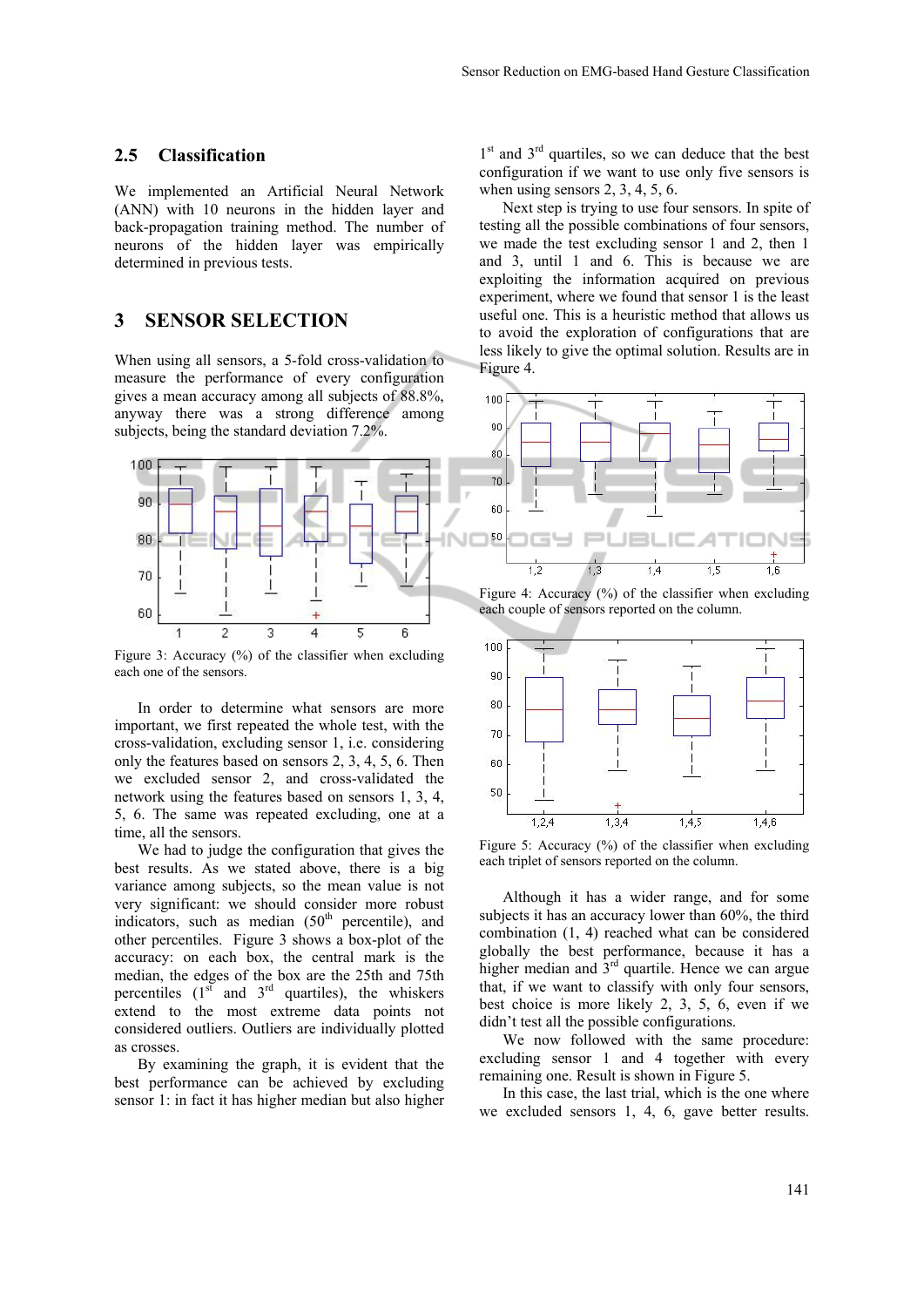### 2.5 Classification

We implemented an Artificial Neural Network (ANN) with 10 neurons in the hidden layer and back-propagation training method. The number of neurons of the hidden layer was empirically determined in previous tests.

## 3 SENSOR SELECTION

When using all sensors, a 5-fold cross-validation to measure the performance of every configuration gives a mean accuracy among all subjects of 88.8%, anyway there was a strong difference among subjects, being the standard deviation 7.2%.

Figure 3: Accuracy (%) of the classifier when excluding each one of the sensors.

In order to determine what sensors are more important, we first repeated the whole test, with the cross-validation, excluding sensor 1, i.e. considering only the features based on sensors 2, 3, 4, 5, 6. Then we excluded sensor 2, and cross-validated the network using the features based on sensors 1, 3, 4, 5, 6. The same was repeated excluding, one at a time, all the sensors.

We had to judge the configuration that gives the best results. As we stated above, there is a big variance among subjects, so the mean value is not very significant: we should consider more robust indicators, such as median (50[th] percentile), and other percentiles. Figure 3 shows a box-plot of the accuracy: on each box, the central mark is the median, the edges of the box are the 25th and 75th percentiles (1[st] and 3[rd] quartiles), the whiskers extend to the most extreme data points not considered outliers. Outliers are individually plotted as crosses.

By examining the graph, it is evident that the best performance can be achieved by excluding sensor 1: in fact it has higher median but also higher 1[st] and 3[rd] quartiles, so we can deduce that the best configuration if we want to use only five sensors is when using sensors 2, 3, 4, 5, 6.

Next step is trying to use four sensors. In spite of testing all the possible combinations of four sensors, we made the test excluding sensor 1 and 2, then 1 and 3, until 1 and 6. This is because we are exploiting the information acquired on previous experiment, where we found that sensor 1 is the least useful one. This is a heuristic method that allows us to avoid the exploration of configurations that are less likely to give the optimal solution. Results are in Figure 4.

Figure 4: Accuracy (%) of the classifier when excluding each couple of sensors reported on the column.

Figure 5: Accuracy (%) of the classifier when excluding each triplet of sensors reported on the column.

Although it has a wider range, and for some subjects it has an accuracy lower than 60%, the third combination (1, 4) reached what can be considered globally the best performance, because it has a higher median and 3[rd] quartile. Hence we can argue that, if we want to classify with only four sensors, best choice is more likely 2, 3, 5, 6, even if we didn't test all the possible configurations.

We now followed with the same procedure: excluding sensor 1 and 4 together with every remaining one. Result is shown in Figure 5.

In this case, the last trial, which is the one where we excluded sensors 1, 4, 6, gave better results.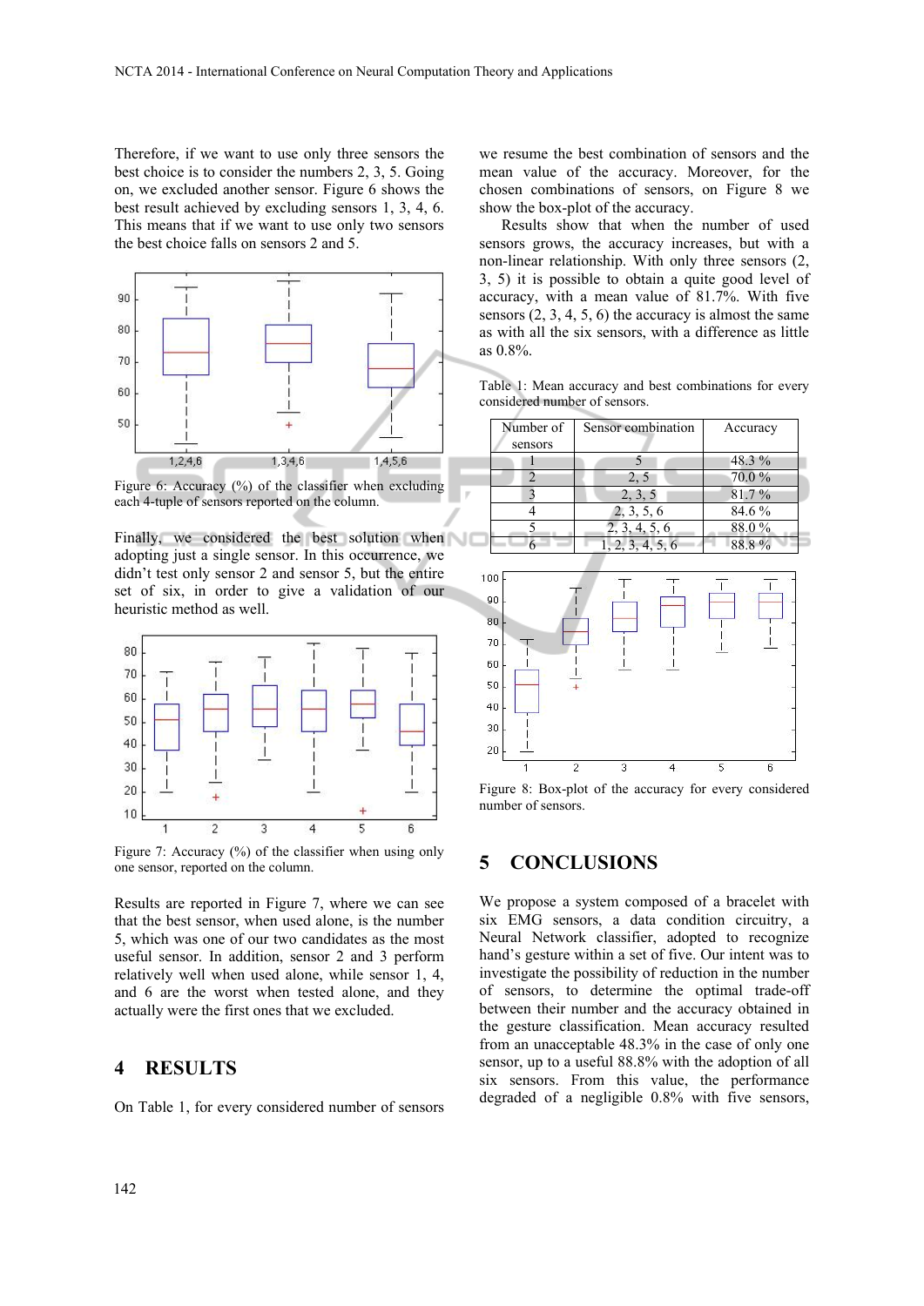Therefore, if we want to use only three sensors the best choice is to consider the numbers 2, 3, 5. Going on, we excluded another sensor. Figure 6 shows the best result achieved by excluding sensors 1, 3, 4, 6. This means that if we want to use only two sensors the best choice falls on sensors 2 and 5.

Figure 6: Accuracy (%) of the classifier when excluding each 4-tuple of sensors reported on the column.

Finally, we considered the best solution when adopting just a single sensor. In this occurrence, we didn't test only sensor 2 and sensor 5, but the entire set of six, in order to give a validation of our heuristic method as well.

Figure 7: Accuracy (%) of the classifier when using only one sensor, reported on the column.

Results are reported in Figure 7, where we can see that the best sensor, when used alone, is the number 5, which was one of our two candidates as the most useful sensor. In addition, sensor 2 and 3 perform relatively well when used alone, while sensor 1, 4, and 6 are the worst when tested alone, and they actually were the first ones that we excluded.

## 4 RESULTS

On Table 1, for every considered number of sensors we resume the best combination of sensors and the mean value of the accuracy. Moreover, for the chosen combinations of sensors, on Figure 8 we show the box-plot of the accuracy.

Results show that when the number of used sensors grows, the accuracy increases, but with a non-linear relationship. With only three sensors (2, 3, 5) it is possible to obtain a quite good level of accuracy, with a mean value of 81.7%. With five sensors (2, 3, 4, 5, 6) the accuracy is almost the same as with all the six sensors, with a difference as little as 0.8%.

Table 1: Mean accuracy and best combinations for every considered number of sensors.

| Number of sensors | Sensor combination | Accuracy |
|---|---|---|
| 1 | 5 | 48.3 % |
| 2 | 2, 5 | 70.0 % |
| 3 | 2, 3, 5 | 81.7 % |
| 4 | 2, 3, 5, 6 | 84.6 % |
| 5 | 2, 3, 4, 5, 6 | 88.0 % |
| 6 | 1, 2, 3, 4, 5, 6 | 88.8 % |

Figure 8: Box-plot of the accuracy for every considered number of sensors.

## 5 CONCLUSIONS

We propose a system composed of a bracelet with six EMG sensors, a data condition circuitry, a Neural Network classifier, adopted to recognize hand's gesture within a set of five. Our intent was to investigate the possibility of reduction in the number of sensors, to determine the optimal trade-off between their number and the accuracy obtained in the gesture classification. Mean accuracy resulted from an unacceptable 48.3% in the case of only one sensor, up to a useful 88.8% with the adoption of all six sensors. From this value, the performance degraded of a negligible 0.8% with five sensors,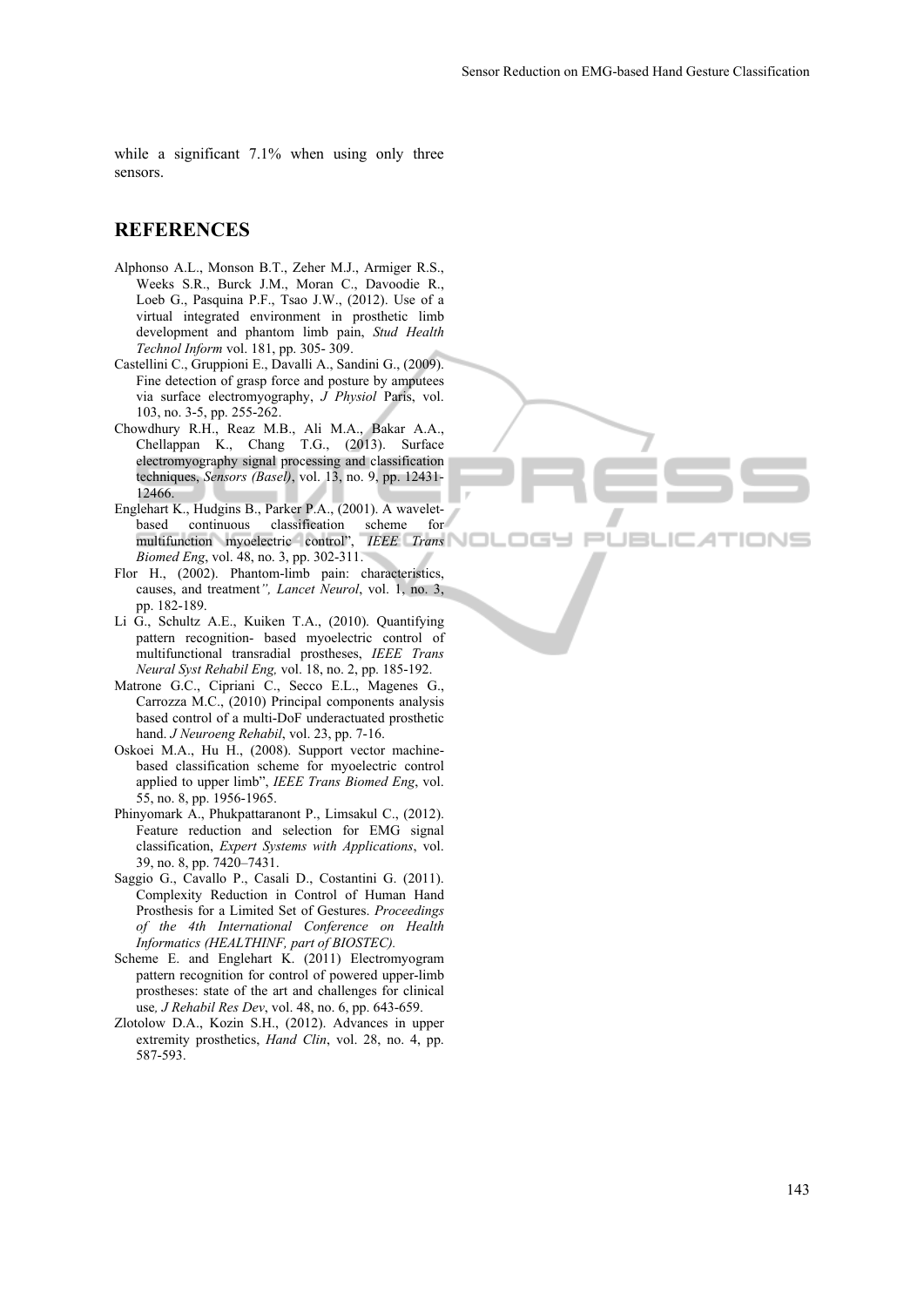while a significant 7.1% when using only three sensors.

## REFERENCES

Alphonso A.L., Monson B.T., Zeher M.J., Armiger R.S., Weeks S.R., Burck J.M., Moran C., Davoodie R., Loeb G., Pasquina P.F., Tsao J.W., (2012). Use of a virtual integrated environment in prosthetic limb development and phantom limb pain, *Stud Health Technol Inform* vol. 181, pp. 305- 309.

Castellini C., Gruppioni E., Davalli A., Sandini G., (2009). Fine detection of grasp force and posture by amputees via surface electromyography, *J Physiol* Paris, vol. 103, no. 3-5, pp. 255-262.

Chowdhury R.H., Reaz M.B., Ali M.A., Bakar A.A., Chellappan K., Chang T.G., (2013). Surface electromyography signal processing and classification techniques, *Sensors (Basel)*, vol. 13, no. 9, pp. 12431-12466.

Englehart K., Hudgins B., Parker P.A., (2001). A wavelet-based continuous classification scheme for multifunction myoelectric control", *IEEE Trans Biomed Eng*, vol. 48, no. 3, pp. 302-311.

Flor H., (2002). Phantom-limb pain: characteristics, causes, and treatment*", Lancet Neurol*, vol. 1, no. 3, pp. 182-189.

Li G., Schultz A.E., Kuiken T.A., (2010). Quantifying pattern recognition- based myoelectric control of multifunctional transradial prostheses, *IEEE Trans Neural Syst Rehabil Eng,* vol. 18, no. 2, pp. 185-192.

Matrone G.C., Cipriani C., Secco E.L., Magenes G., Carrozza M.C., (2010) Principal components analysis based control of a multi-DoF underactuated prosthetic hand. *J Neuroeng Rehabil*, vol. 23, pp. 7-16.

Oskoei M.A., Hu H., (2008). Support vector machine-based classification scheme for myoelectric control applied to upper limb", *IEEE Trans Biomed Eng*, vol. 55, no. 8, pp. 1956-1965.

Phinyomark A., Phukpattaranont P., Limsakul C., (2012). Feature reduction and selection for EMG signal classification, *Expert Systems with Applications*, vol. 39, no. 8, pp. 7420–7431.

Saggio G., Cavallo P., Casali D., Costantini G. (2011). Complexity Reduction in Control of Human Hand Prosthesis for a Limited Set of Gestures. *Proceedings of the 4th International Conference on Health Informatics (HEALTHINF, part of BIOSTEC).*

Scheme E. and Englehart K. (2011) Electromyogram pattern recognition for control of powered upper-limb prostheses: state of the art and challenges for clinical use*, J Rehabil Res Dev*, vol. 48, no. 6, pp. 643-659.

Zlotolow D.A., Kozin S.H., (2012). Advances in upper extremity prosthetics, *Hand Clin*, vol. 28, no. 4, pp. 587-593.